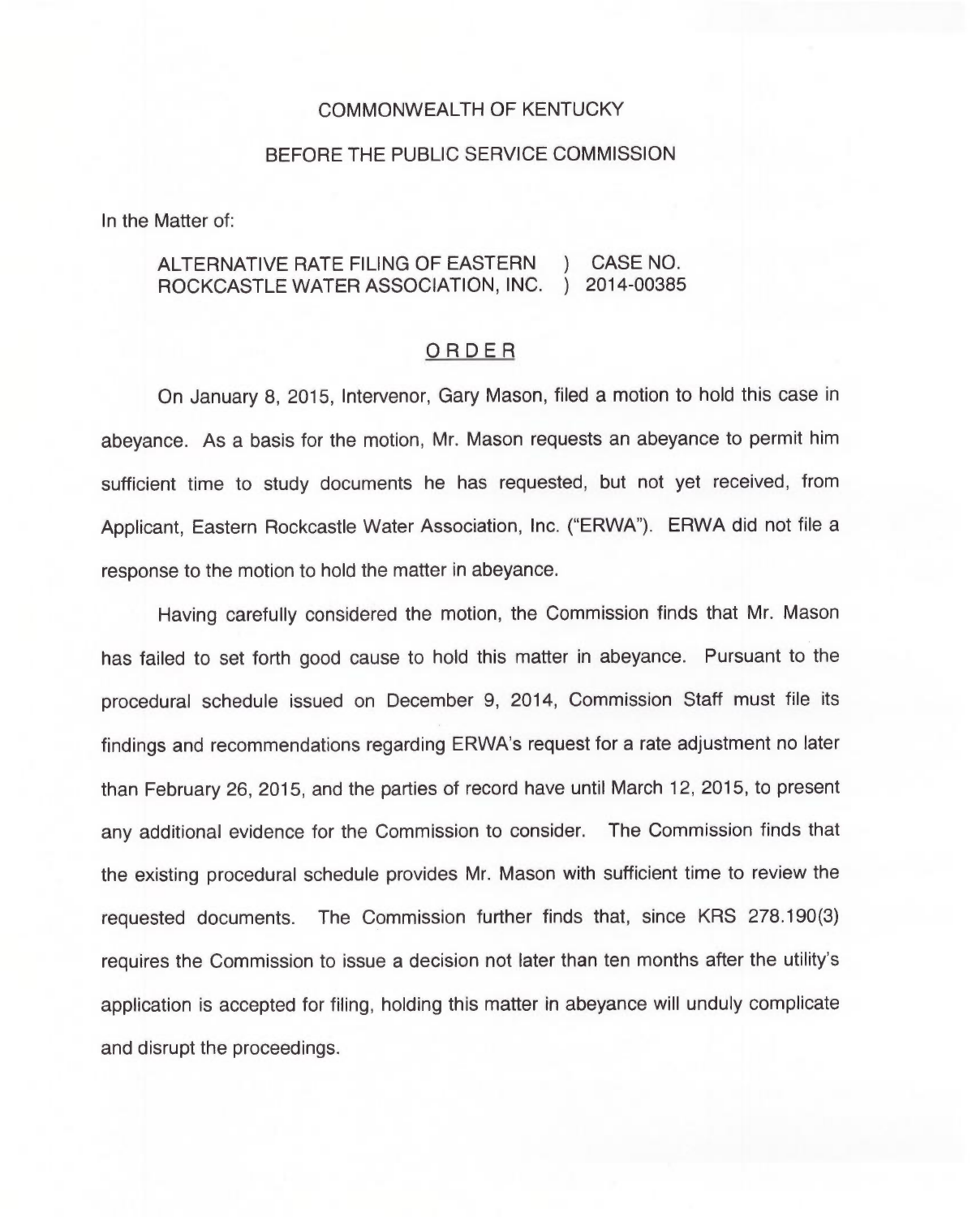COMMONWEALTH OF KENTUCKY

BEFORE THE PUBLIC SERVICE COMMISSION

In the Matter of:

ALTERNATIVE RATE FILING OF EASTERN ROCKCASTLE WATER ASSOCIATION, INC. ) CASE NO. 2014-00385

## ORDER

On January 8, 2015, Intervenor, Gary Mason, filed a motion to hold this case in abeyance. As a basis for the motion, Mr. Mason requests an abeyance to permit him sufficient time to study documents he has requested, but not yet received, from Applicant, Eastern Rockcastle Water Association, Inc. ("ERWA"). ERWA did not file a response to the motion to hold the matter in abeyance.

Having carefully considered the motion, the Commission finds that Mr. Mason has failed to set forth good cause to hold this matter in abeyance. Pursuant to the procedural schedule issued on December 9, 2014, Commission Staff must file its findings and recommendations regarding ERWA's request for a rate adjustment no later than February 26, 2015, and the parties of record have until March 12, 2015, to present any additional evidence for the Commission to consider. The Commission finds that the existing procedural schedule provides Mr. Mason with sufficient time to review the requested documents. The Commission further finds that, since KRS 278.190(3) requires the Commission to issue a decision not later than ten months after the utility's application is accepted for filing, holding this matter in abeyance will unduly complicate and disrupt the proceedings.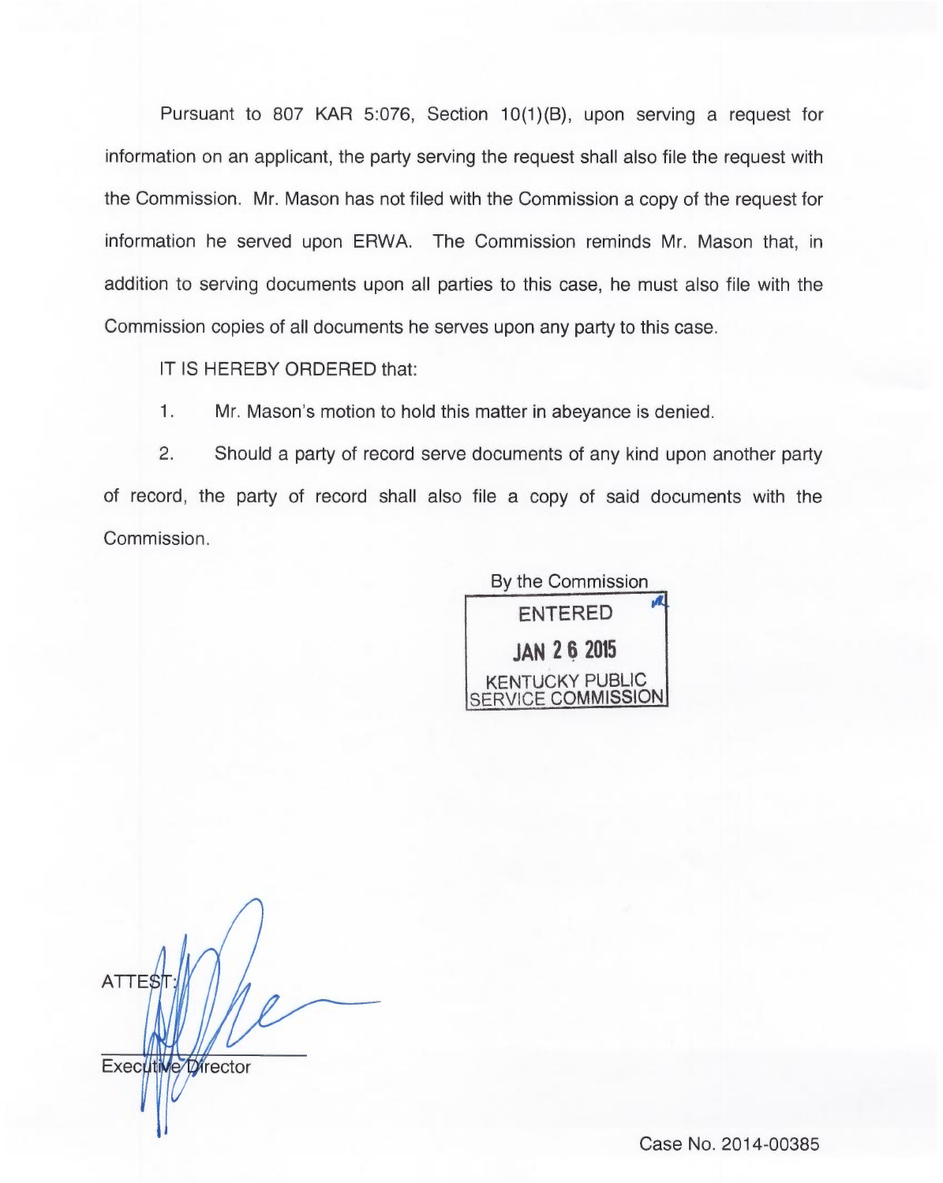Pursuant to 807 KAR 5:076, Section 10(1)(B), upon serving a request for information on an applicant, the party serving the request shall also file the request with the Commission. Mr. Mason has not filed with the Commission a copy of the request for information he served upon ERWA. The Commission reminds Mr. Mason that, in addition to serving documents upon all parties to this case, he must also file with the Commission copies of all documents he serves upon any party to this case.

IT IS HEREBY ORDERED that:

1. Mr. Mason's motion to hold this matter in abeyance is denied.

2. Should a party of record serve documents of any kind upon another party of record, the party of record shall also file a copy of said documents with the Commission.

By the Commission

ENTERED

JAN 26 2015

KENTUCKY PUBLIC SERVICE COMMISSION

ATTEST:

Executive Director

Case No. 2014-00385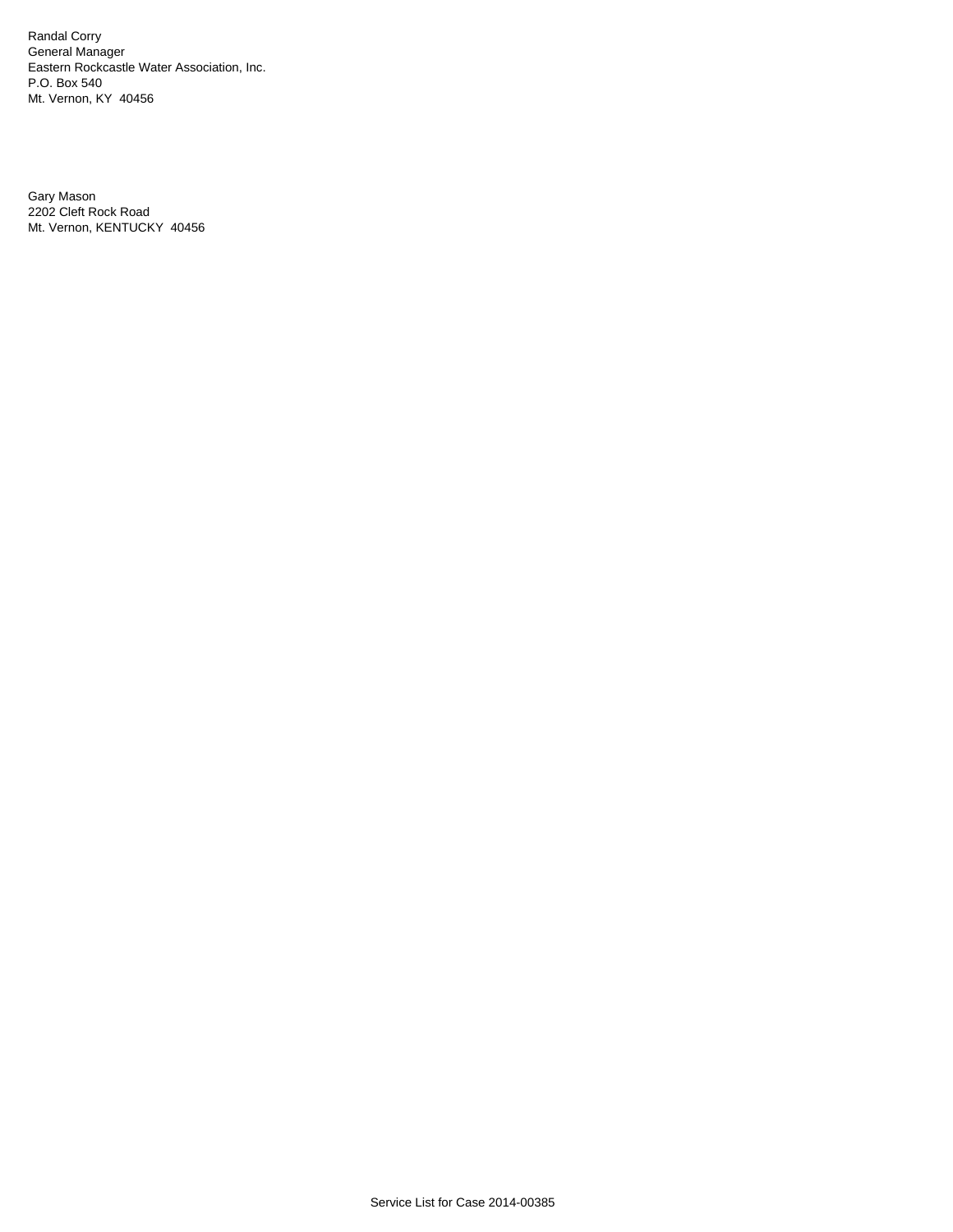Randal Corry
General Manager
Eastern Rockcastle Water Association, Inc.
P.O. Box 540
Mt. Vernon, KY  40456

Gary Mason
2202 Cleft Rock Road
Mt. Vernon, KENTUCKY  40456

Service List for Case 2014-00385